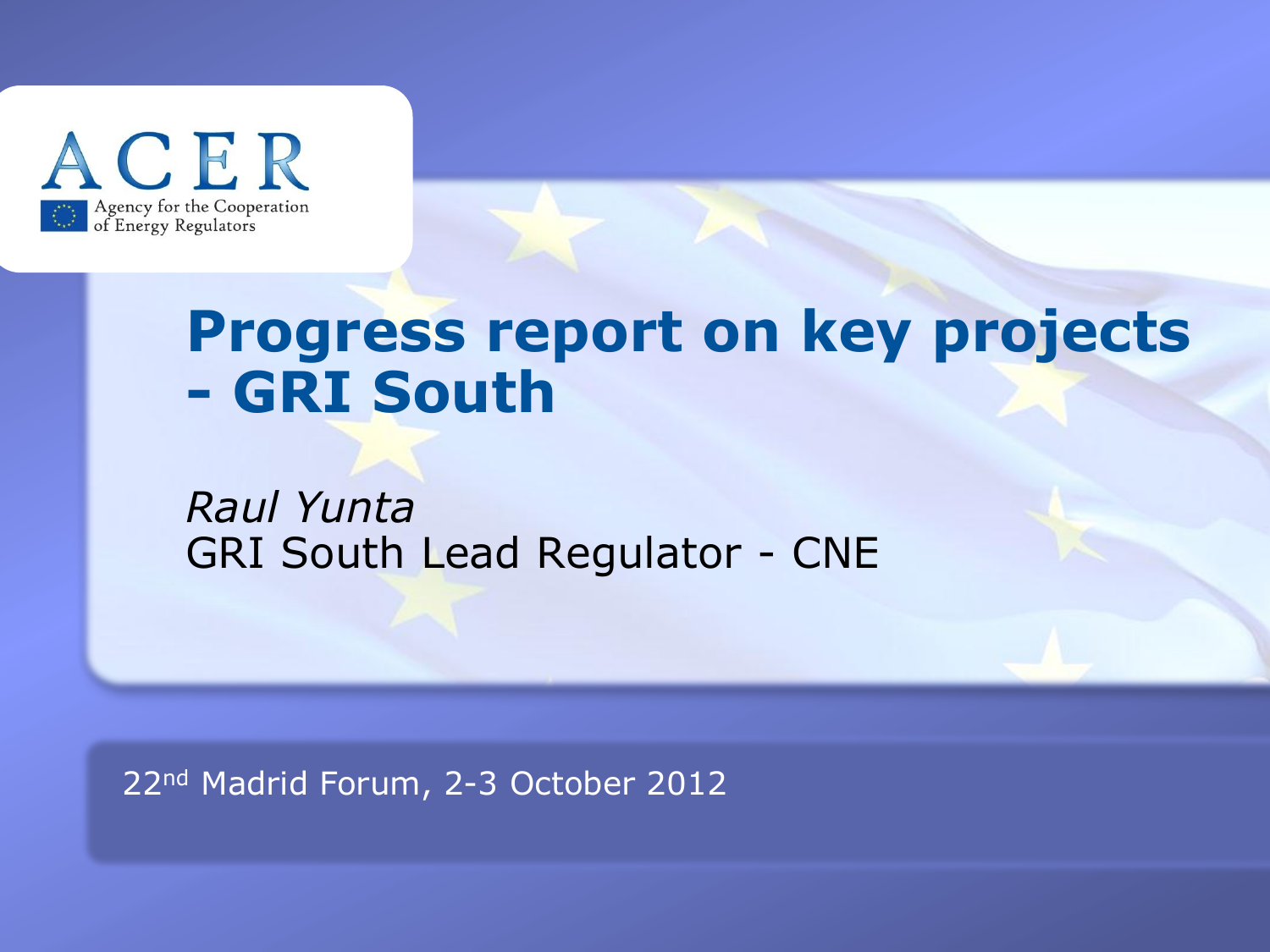ACER

Agency for the Cooperation of Energy Regulators

# Progress report on key projects - GRI South

*Raul Yunta*

GRI South Lead Regulator - CNE

22nd Madrid Forum, 2-3 October 2012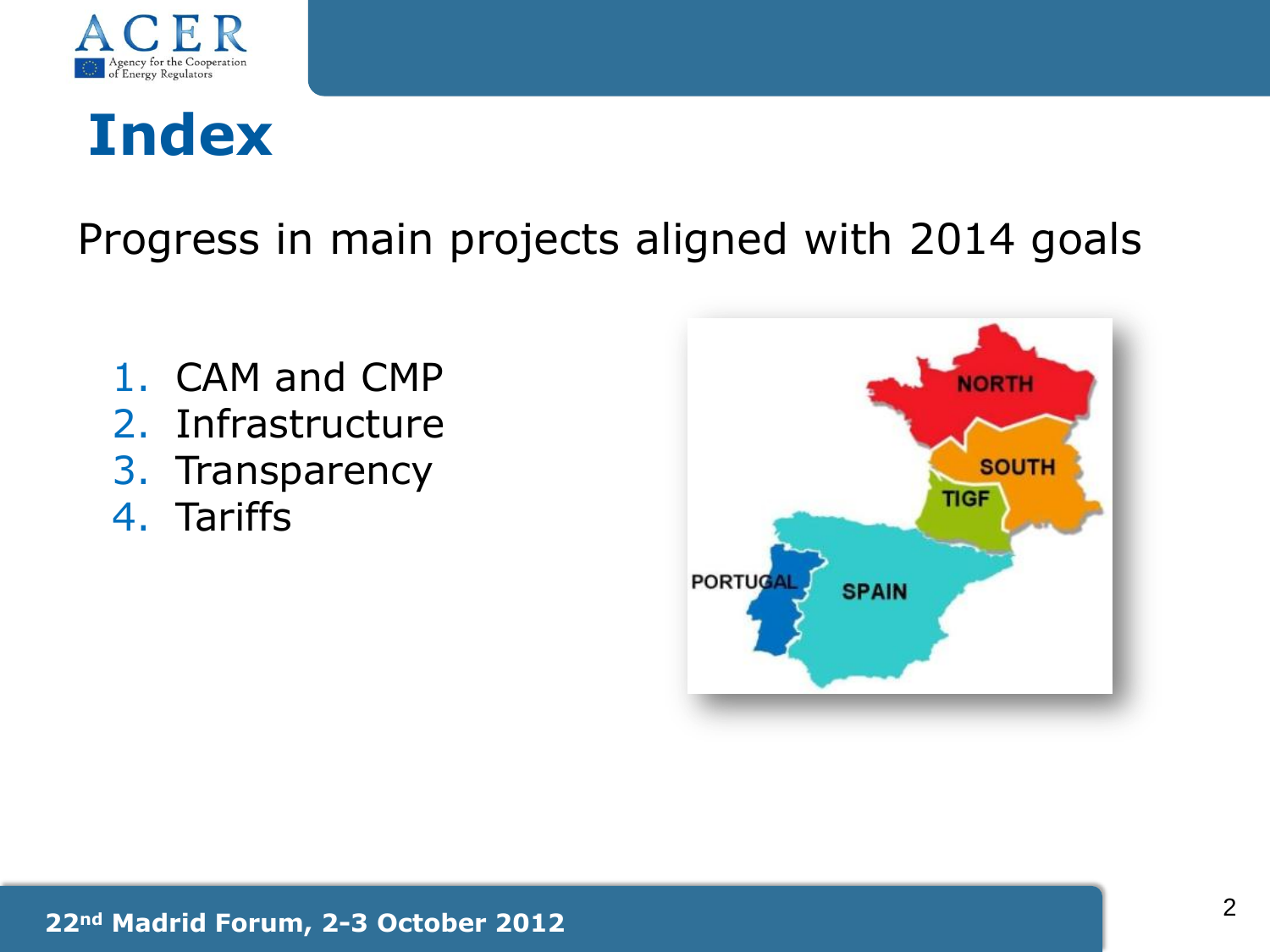# Index

Progress in main projects aligned with 2014 goals

1. CAM and CMP
2. Infrastructure
3. Transparency
4. Tariffs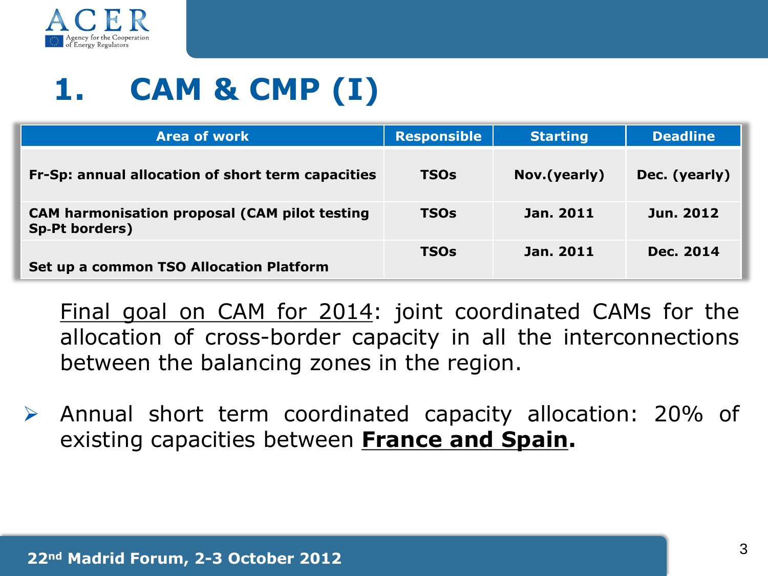# 1. CAM & CMP (I)

| Area of work | Responsible | Starting | Deadline |
|---|---|---|---|
| Fr-Sp: annual allocation of short term capacities | TSOs | Nov.(yearly) | Dec. (yearly) |
| CAM harmonisation proposal (CAM pilot testing Sp-Pt borders) | TSOs | Jan. 2011 | Jun. 2012 |
| Set up a common TSO Allocation Platform | TSOs | Jan. 2011 | Dec. 2014 |

Final goal on CAM for 2014: joint coordinated CAMs for the allocation of cross-border capacity in all the interconnections between the balancing zones in the region.

- Annual short term coordinated capacity allocation: 20% of existing capacities between **France and Spain.**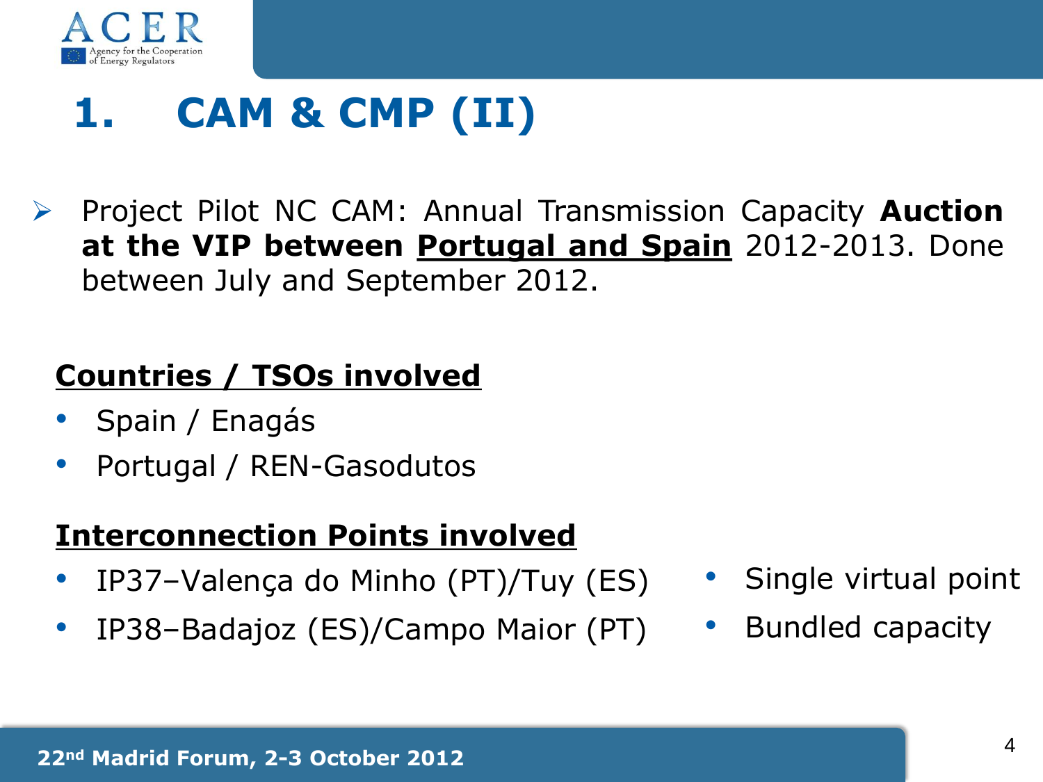# 1. CAM & CMP (II)

- Project Pilot NC CAM: Annual Transmission Capacity **Auction at the VIP between Portugal and Spain** 2012-2013. Done between July and September 2012.

**Countries / TSOs involved**

- Spain / Enagás
- Portugal / REN-Gasodutos

**Interconnection Points involved**

- IP37–Valença do Minho (PT)/Tuy (ES)
- IP38–Badajoz (ES)/Campo Maior (PT)

- Single virtual point
- Bundled capacity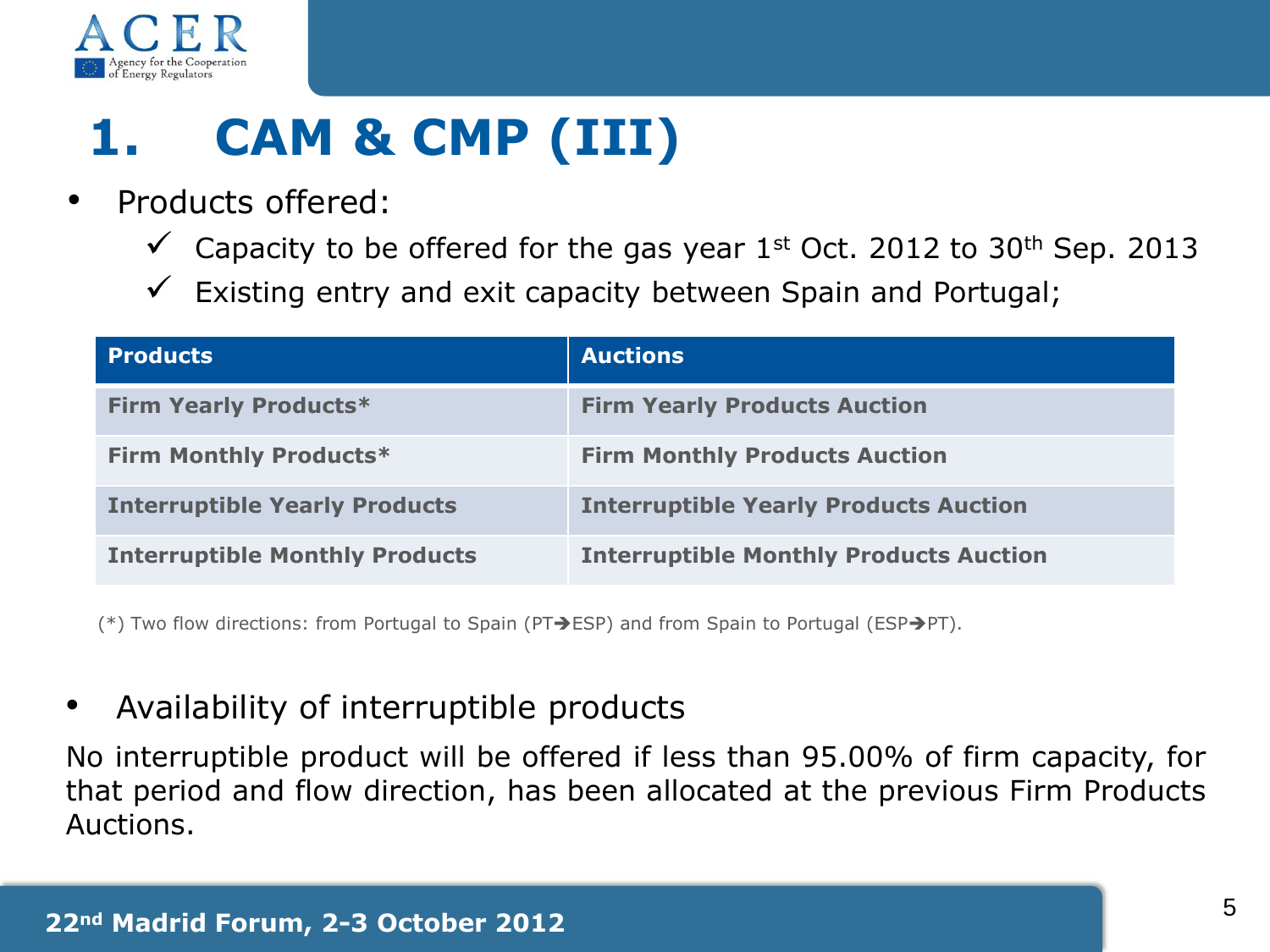# 1. CAM & CMP (III)

- Products offered:
  - ✓ Capacity to be offered for the gas year 1st Oct. 2012 to 30th Sep. 2013
  - ✓ Existing entry and exit capacity between Spain and Portugal;

| Products | Auctions |
|---|---|
| **Firm Yearly Products*** | **Firm Yearly Products Auction** |
| **Firm Monthly Products*** | **Firm Monthly Products Auction** |
| **Interruptible Yearly Products** | **Interruptible Yearly Products Auction** |
| **Interruptible Monthly Products** | **Interruptible Monthly Products Auction** |

(*) Two flow directions: from Portugal to Spain (PT➔ESP) and from Spain to Portugal (ESP➔PT).

- Availability of interruptible products

No interruptible product will be offered if less than 95.00% of firm capacity, for that period and flow direction, has been allocated at the previous Firm Products Auctions.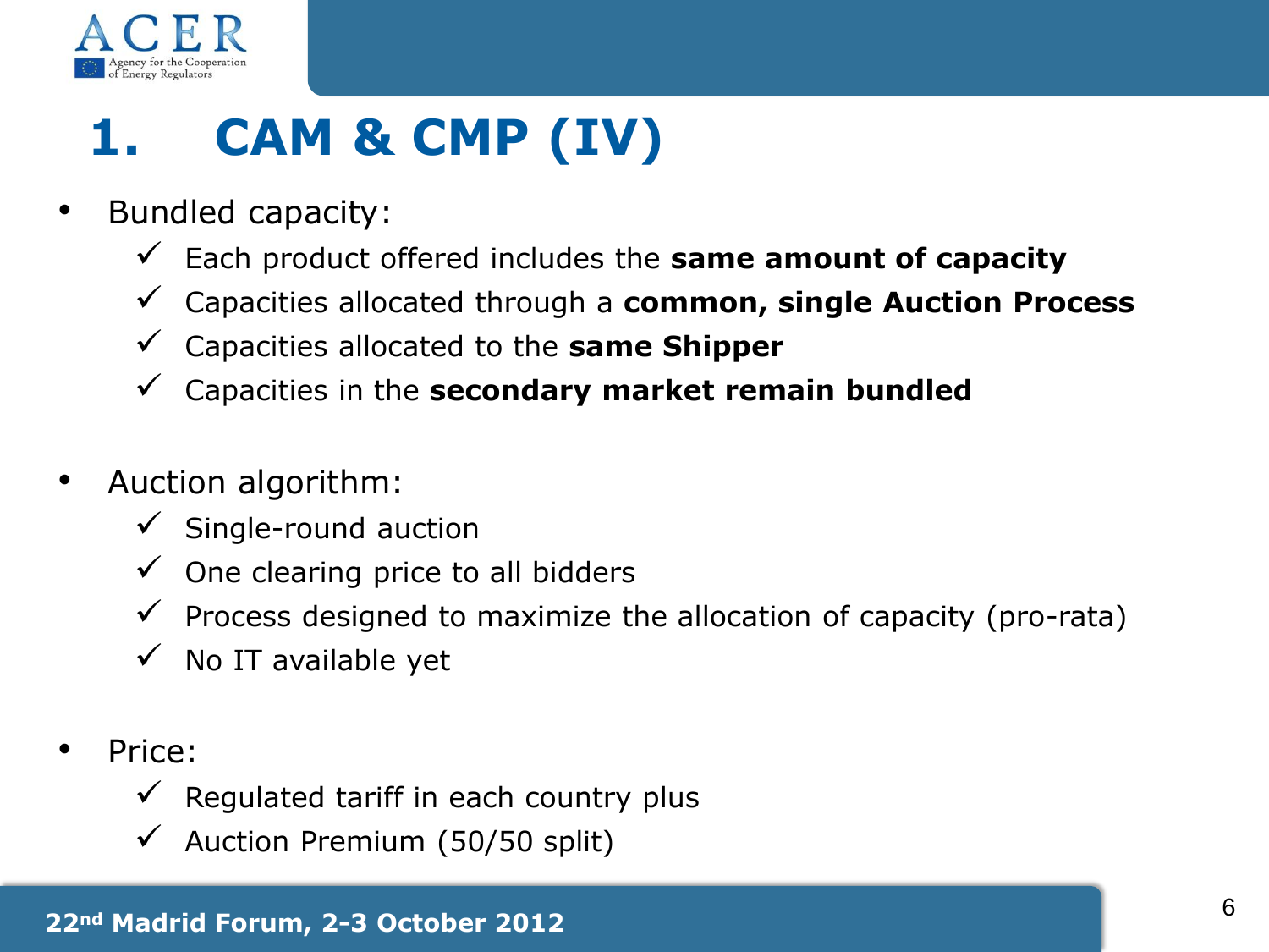# 1. CAM & CMP (IV)

- Bundled capacity:
  - ✓ Each product offered includes the **same amount of capacity**
  - ✓ Capacities allocated through a **common, single Auction Process**
  - ✓ Capacities allocated to the **same Shipper**
  - ✓ Capacities in the **secondary market remain bundled**

- Auction algorithm:
  - ✓ Single-round auction
  - ✓ One clearing price to all bidders
  - ✓ Process designed to maximize the allocation of capacity (pro-rata)
  - ✓ No IT available yet

- Price:
  - ✓ Regulated tariff in each country plus
  - ✓ Auction Premium (50/50 split)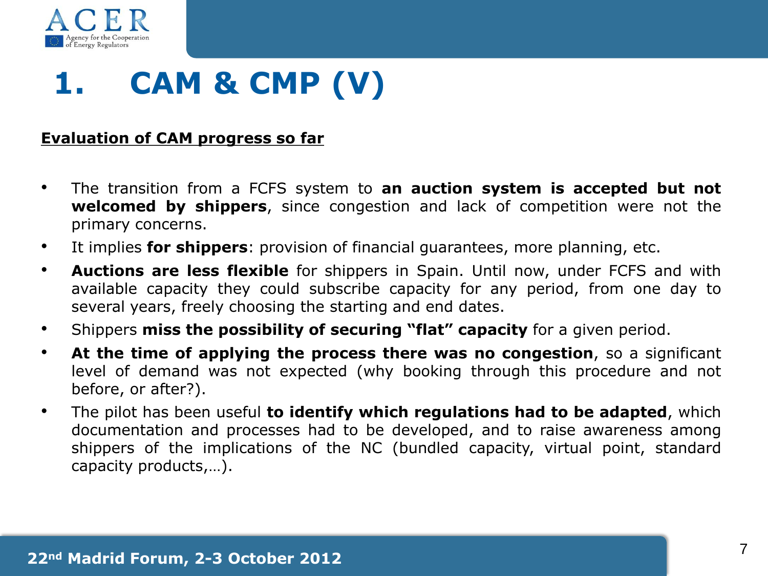# 1. CAM & CMP (V)

**Evaluation of CAM progress so far**

- The transition from a FCFS system to **an auction system is accepted but not welcomed by shippers**, since congestion and lack of competition were not the primary concerns.
- It implies **for shippers**: provision of financial guarantees, more planning, etc.
- **Auctions are less flexible** for shippers in Spain. Until now, under FCFS and with available capacity they could subscribe capacity for any period, from one day to several years, freely choosing the starting and end dates.
- Shippers **miss the possibility of securing "flat" capacity** for a given period.
- **At the time of applying the process there was no congestion**, so a significant level of demand was not expected (why booking through this procedure and not before, or after?).
- The pilot has been useful **to identify which regulations had to be adapted**, which documentation and processes had to be developed, and to raise awareness among shippers of the implications of the NC (bundled capacity, virtual point, standard capacity products,…).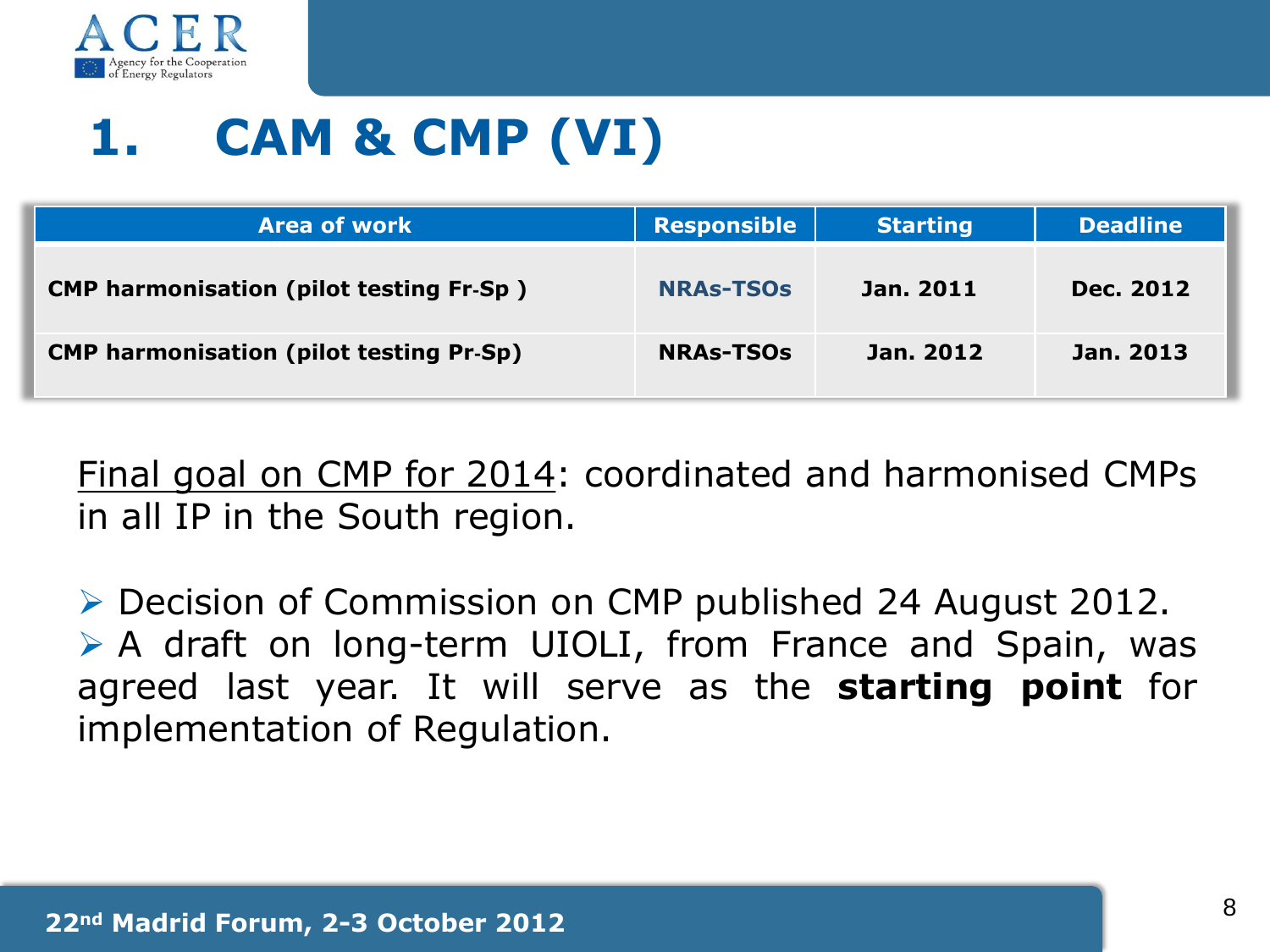# 1. CAM & CMP (VI)

| Area of work | Responsible | Starting | Deadline |
|---|---|---|---|
| **CMP harmonisation (pilot testing Fr-Sp )** | **NRAs-TSOs** | **Jan. 2011** | **Dec. 2012** |
| **CMP harmonisation (pilot testing Pr-Sp)** | **NRAs-TSOs** | **Jan. 2012** | **Jan. 2013** |

Final goal on CMP for 2014: coordinated and harmonised CMPs in all IP in the South region.

- Decision of Commission on CMP published 24 August 2012.
- A draft on long-term UIOLI, from France and Spain, was agreed last year. It will serve as the **starting point** for implementation of Regulation.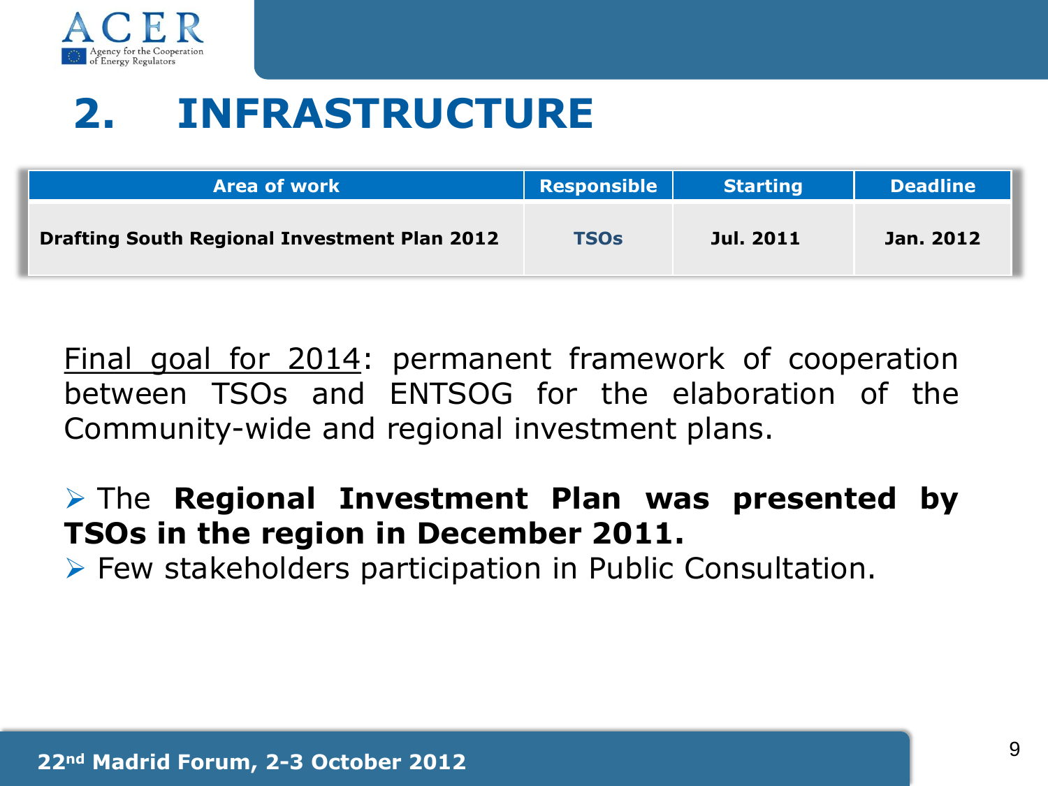# 2. INFRASTRUCTURE

| Area of work | Responsible | Starting | Deadline |
|---|---|---|---|
| **Drafting South Regional Investment Plan 2012** | **TSOs** | **Jul. 2011** | **Jan. 2012** |

Final goal for 2014: permanent framework of cooperation between TSOs and ENTSOG for the elaboration of the Community-wide and regional investment plans.

- The **Regional Investment Plan was presented by TSOs in the region in December 2011.**
- Few stakeholders participation in Public Consultation.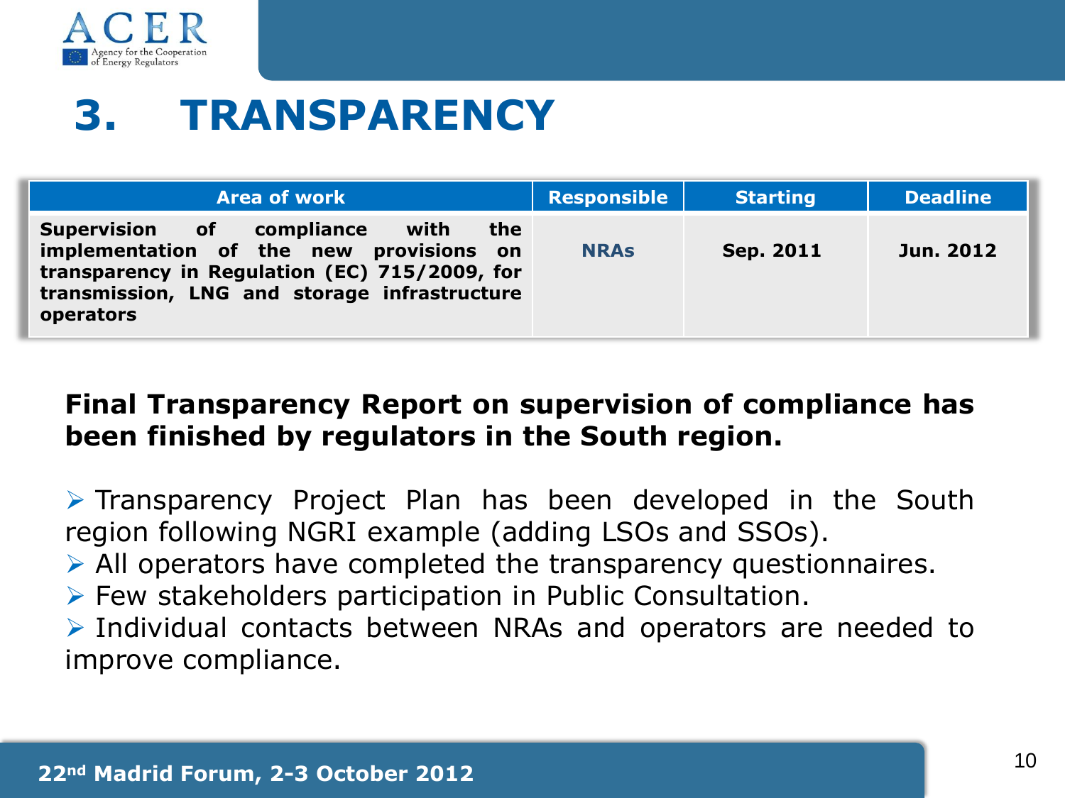# 3. TRANSPARENCY

| Area of work | Responsible | Starting | Deadline |
|---|---|---|---|
| **Supervision of compliance with the implementation of the new provisions on transparency in Regulation (EC) 715/2009, for transmission, LNG and storage infrastructure operators** | **NRAs** | **Sep. 2011** | **Jun. 2012** |

**Final Transparency Report on supervision of compliance has been finished by regulators in the South region.**

- Transparency Project Plan has been developed in the South region following NGRI example (adding LSOs and SSOs).
- All operators have completed the transparency questionnaires.
- Few stakeholders participation in Public Consultation.
- Individual contacts between NRAs and operators are needed to improve compliance.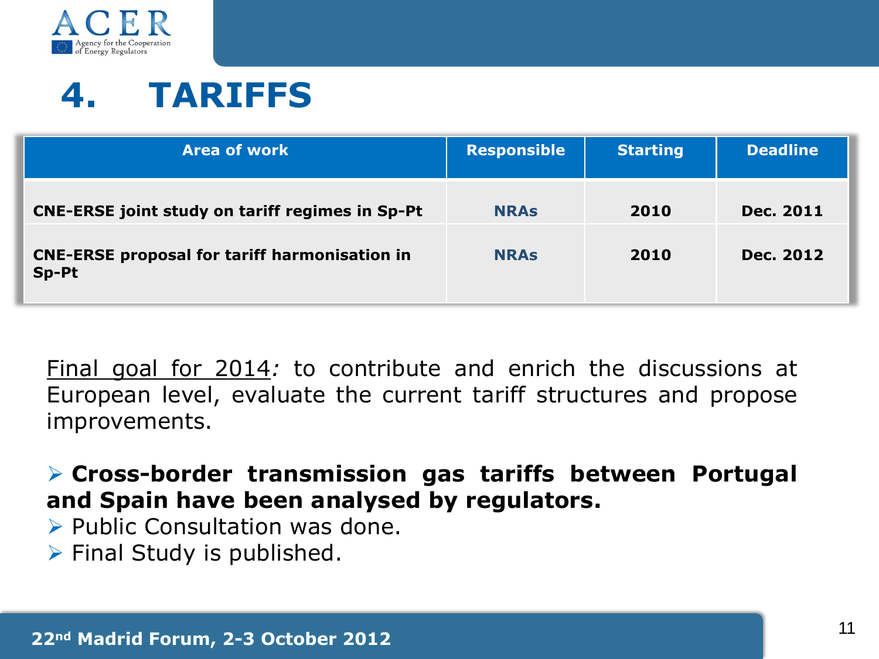# 4. TARIFFS

| Area of work | Responsible | Starting | Deadline |
|---|---|---|---|
| **CNE-ERSE joint study on tariff regimes in Sp-Pt** | **NRAs** | **2010** | **Dec. 2011** |
| **CNE-ERSE proposal for tariff harmonisation in Sp-Pt** | **NRAs** | **2010** | **Dec. 2012** |

Final goal for 2014*:* to contribute and enrich the discussions at European level, evaluate the current tariff structures and propose improvements.

- **Cross-border transmission gas tariffs between Portugal and Spain have been analysed by regulators.**
- Public Consultation was done.
- Final Study is published.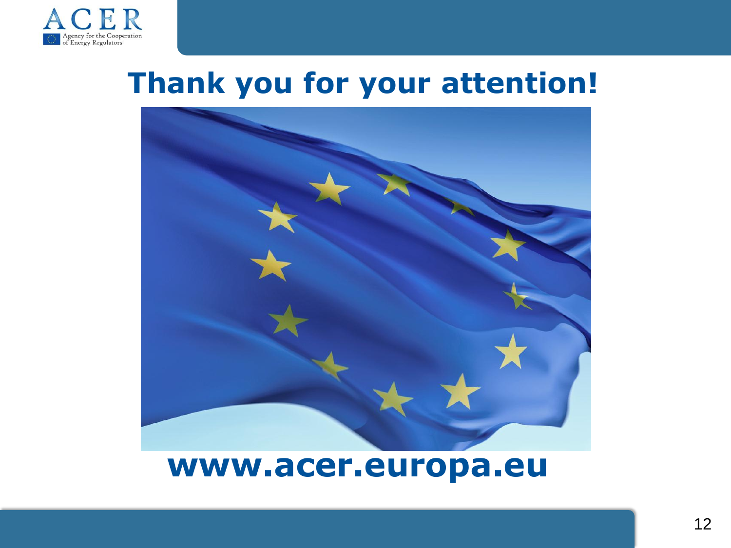# Thank you for your attention!

**www.acer.europa.eu**